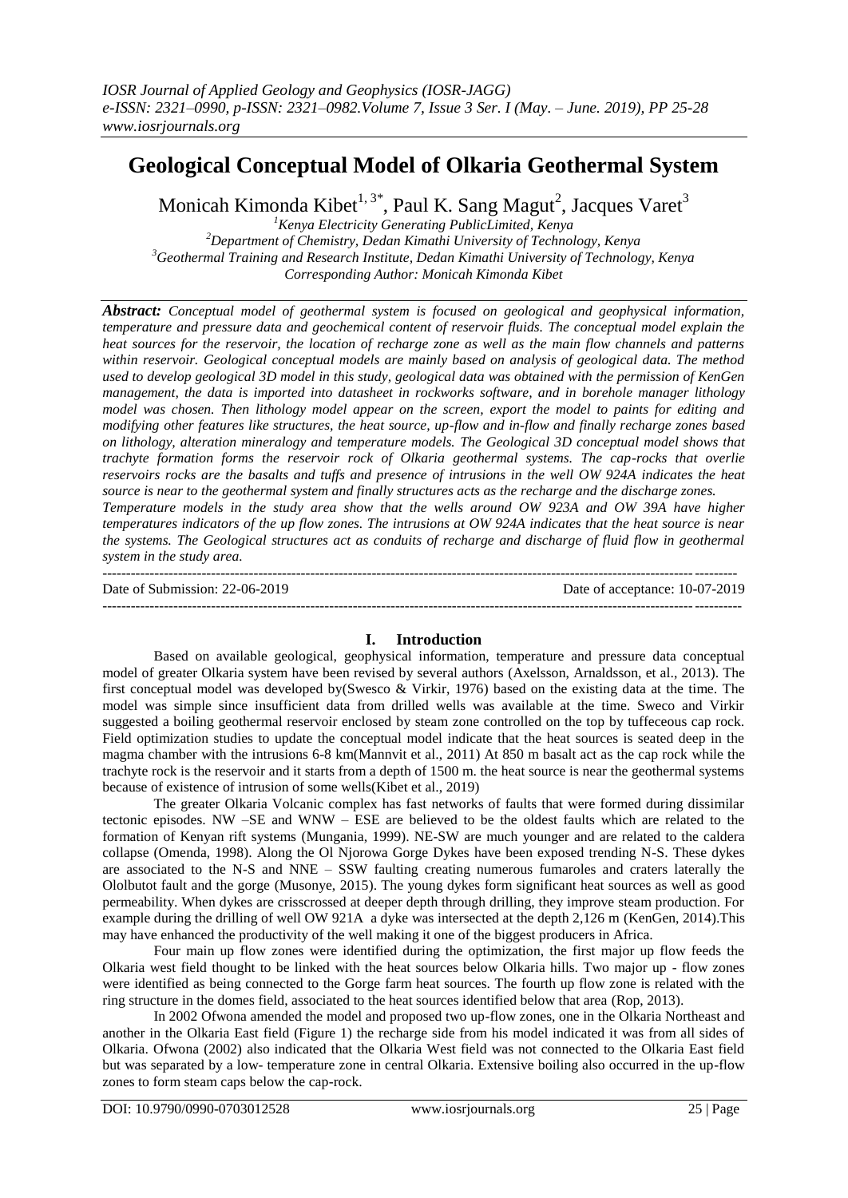# Geological Conceptual Model of Olkaria Geothermal System

Monicah Kimonda Kibet[1, 3*], Paul K. Sang Magut[2], Jacques Varet[3]

[1]Kenya Electricity Generating PublicLimited, Kenya
[2]Department of Chemistry, Dedan Kimathi University of Technology, Kenya
[3]Geothermal Training and Research Institute, Dedan Kimathi University of Technology, Kenya
Corresponding Author: Monicah Kimonda Kibet

***Abstract:*** *Conceptual model of geothermal system is focused on geological and geophysical information, temperature and pressure data and geochemical content of reservoir fluids. The conceptual model explain the heat sources for the reservoir, the location of recharge zone as well as the main flow channels and patterns within reservoir. Geological conceptual models are mainly based on analysis of geological data. The method used to develop geological 3D model in this study, geological data was obtained with the permission of KenGen management, the data is imported into datasheet in rockworks software, and in borehole manager lithology model was chosen. Then lithology model appear on the screen, export the model to paints for editing and modifying other features like structures, the heat source, up-flow and in-flow and finally recharge zones based on lithology, alteration mineralogy and temperature models. The Geological 3D conceptual model shows that trachyte formation forms the reservoir rock of Olkaria geothermal systems. The cap-rocks that overlie reservoirs rocks are the basalts and tuffs and presence of intrusions in the well OW 924A indicates the heat source is near to the geothermal system and finally structures acts as the recharge and the discharge zones.*

*Temperature models in the study area show that the wells around OW 923A and OW 39A have higher temperatures indicators of the up flow zones. The intrusions at OW 924A indicates that the heat source is near the systems. The Geological structures act as conduits of recharge and discharge of fluid flow in geothermal system in the study area.*

---

Date of Submission: 22-06-2019 | Date of acceptance: 10-07-2019

---

## I. Introduction

Based on available geological, geophysical information, temperature and pressure data conceptual model of greater Olkaria system have been revised by several authors (Axelsson, Arnaldsson, et al., 2013). The first conceptual model was developed by(Swesco & Virkir, 1976) based on the existing data at the time. The model was simple since insufficient data from drilled wells was available at the time. Sweco and Virkir suggested a boiling geothermal reservoir enclosed by steam zone controlled on the top by tuffeceous cap rock. Field optimization studies to update the conceptual model indicate that the heat sources is seated deep in the magma chamber with the intrusions 6-8 km(Mannvit et al., 2011) At 850 m basalt act as the cap rock while the trachyte rock is the reservoir and it starts from a depth of 1500 m. the heat source is near the geothermal systems because of existence of intrusion of some wells(Kibet et al., 2019)

The greater Olkaria Volcanic complex has fast networks of faults that were formed during dissimilar tectonic episodes. NW –SE and WNW – ESE are believed to be the oldest faults which are related to the formation of Kenyan rift systems (Mungania, 1999). NE-SW are much younger and are related to the caldera collapse (Omenda, 1998). Along the Ol Njorowa Gorge Dykes have been exposed trending N-S. These dykes are associated to the N-S and NNE – SSW faulting creating numerous fumaroles and craters laterally the Ololbutot fault and the gorge (Musonye, 2015). The young dykes form significant heat sources as well as good permeability. When dykes are crisscrossed at deeper depth through drilling, they improve steam production. For example during the drilling of well OW 921A a dyke was intersected at the depth 2,126 m (KenGen, 2014).This may have enhanced the productivity of the well making it one of the biggest producers in Africa.

Four main up flow zones were identified during the optimization, the first major up flow feeds the Olkaria west field thought to be linked with the heat sources below Olkaria hills. Two major up - flow zones were identified as being connected to the Gorge farm heat sources. The fourth up flow zone is related with the ring structure in the domes field, associated to the heat sources identified below that area (Rop, 2013).

In 2002 Ofwona amended the model and proposed two up-flow zones, one in the Olkaria Northeast and another in the Olkaria East field (Figure 1) the recharge side from his model indicated it was from all sides of Olkaria. Ofwona (2002) also indicated that the Olkaria West field was not connected to the Olkaria East field but was separated by a low- temperature zone in central Olkaria. Extensive boiling also occurred in the up-flow zones to form steam caps below the cap-rock.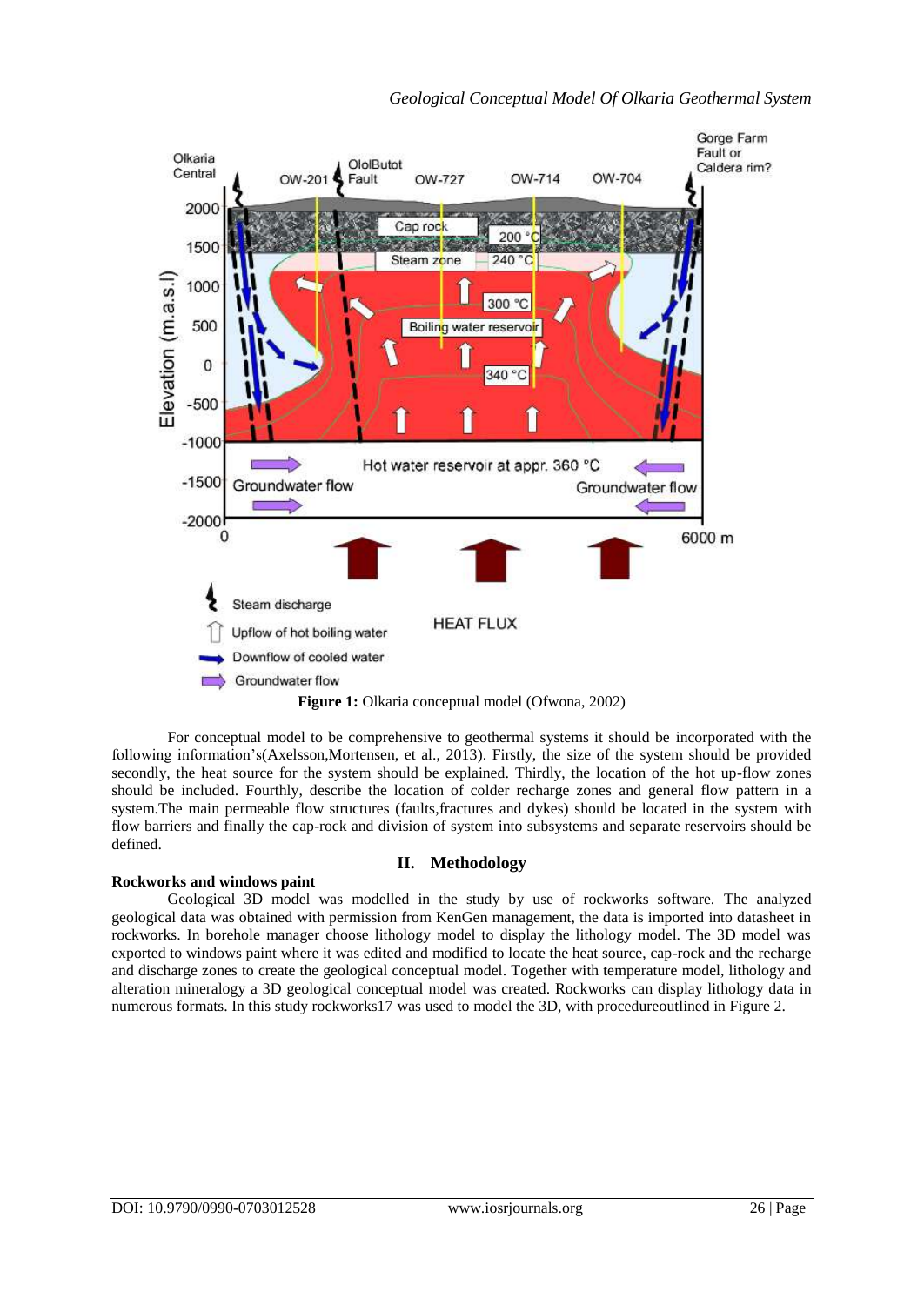**Figure 1:** Olkaria conceptual model (Ofwona, 2002)

For conceptual model to be comprehensive to geothermal systems it should be incorporated with the following information's(Axelsson,Mortensen, et al., 2013). Firstly, the size of the system should be provided secondly, the heat source for the system should be explained. Thirdly, the location of the hot up-flow zones should be included. Fourthly, describe the location of colder recharge zones and general flow pattern in a system.The main permeable flow structures (faults,fractures and dykes) should be located in the system with flow barriers and finally the cap-rock and division of system into subsystems and separate reservoirs should be defined.

## II. Methodology

**Rockworks and windows paint**

Geological 3D model was modelled in the study by use of rockworks software. The analyzed geological data was obtained with permission from KenGen management, the data is imported into datasheet in rockworks. In borehole manager choose lithology model to display the lithology model. The 3D model was exported to windows paint where it was edited and modified to locate the heat source, cap-rock and the recharge and discharge zones to create the geological conceptual model. Together with temperature model, lithology and alteration mineralogy a 3D geological conceptual model was created. Rockworks can display lithology data in numerous formats. In this study rockworks17 was used to model the 3D, with procedureoutlined in Figure 2.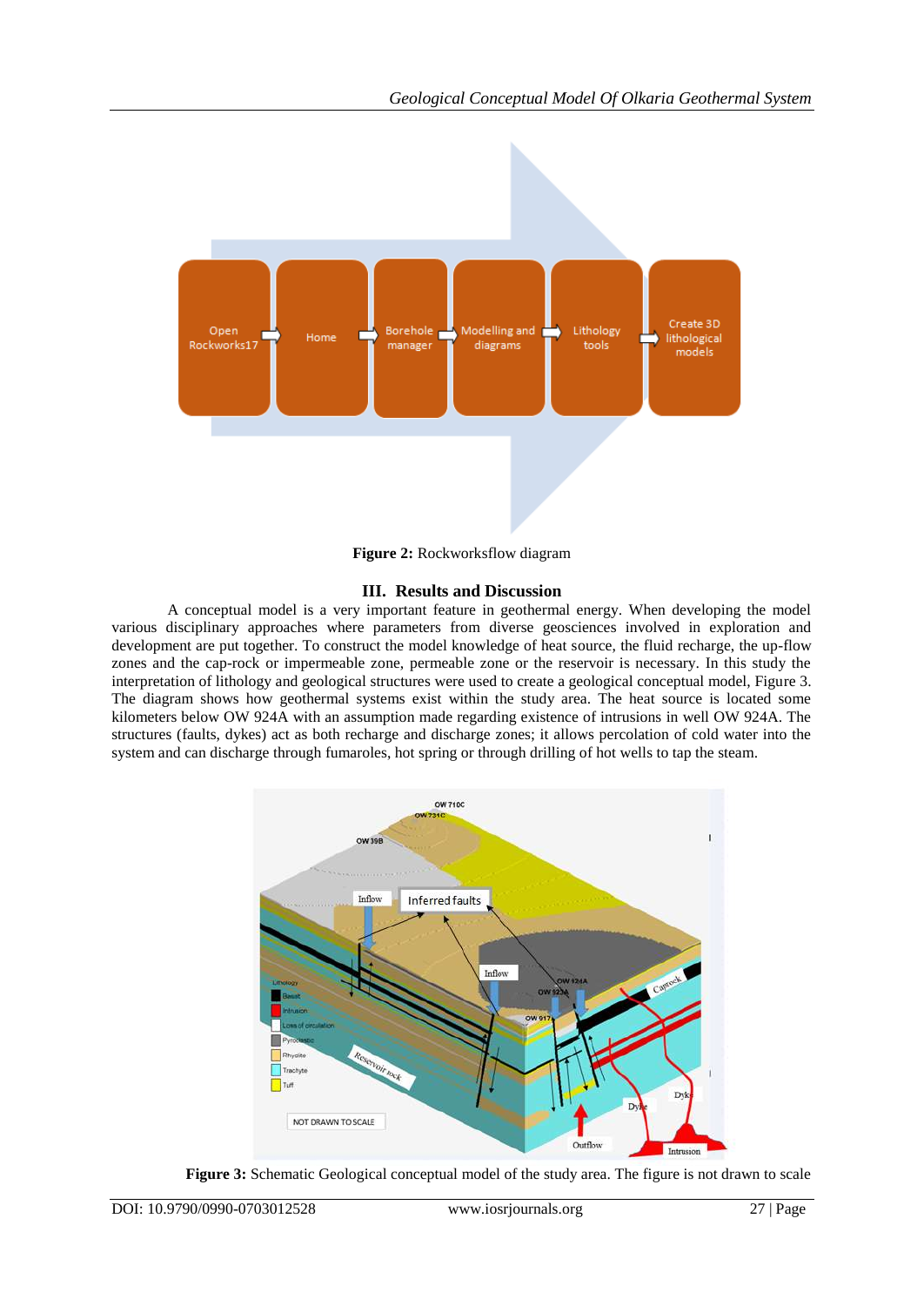Figure 2: Rockworksflow diagram

## III. Results and Discussion

A conceptual model is a very important feature in geothermal energy. When developing the model various disciplinary approaches where parameters from diverse geosciences involved in exploration and development are put together. To construct the model knowledge of heat source, the fluid recharge, the up-flow zones and the cap-rock or impermeable zone, permeable zone or the reservoir is necessary. In this study the interpretation of lithology and geological structures were used to create a geological conceptual model, Figure 3. The diagram shows how geothermal systems exist within the study area. The heat source is located some kilometers below OW 924A with an assumption made regarding existence of intrusions in well OW 924A. The structures (faults, dykes) act as both recharge and discharge zones; it allows percolation of cold water into the system and can discharge through fumaroles, hot spring or through drilling of hot wells to tap the steam.

**Figure 3:** Schematic Geological conceptual model of the study area. The figure is not drawn to scale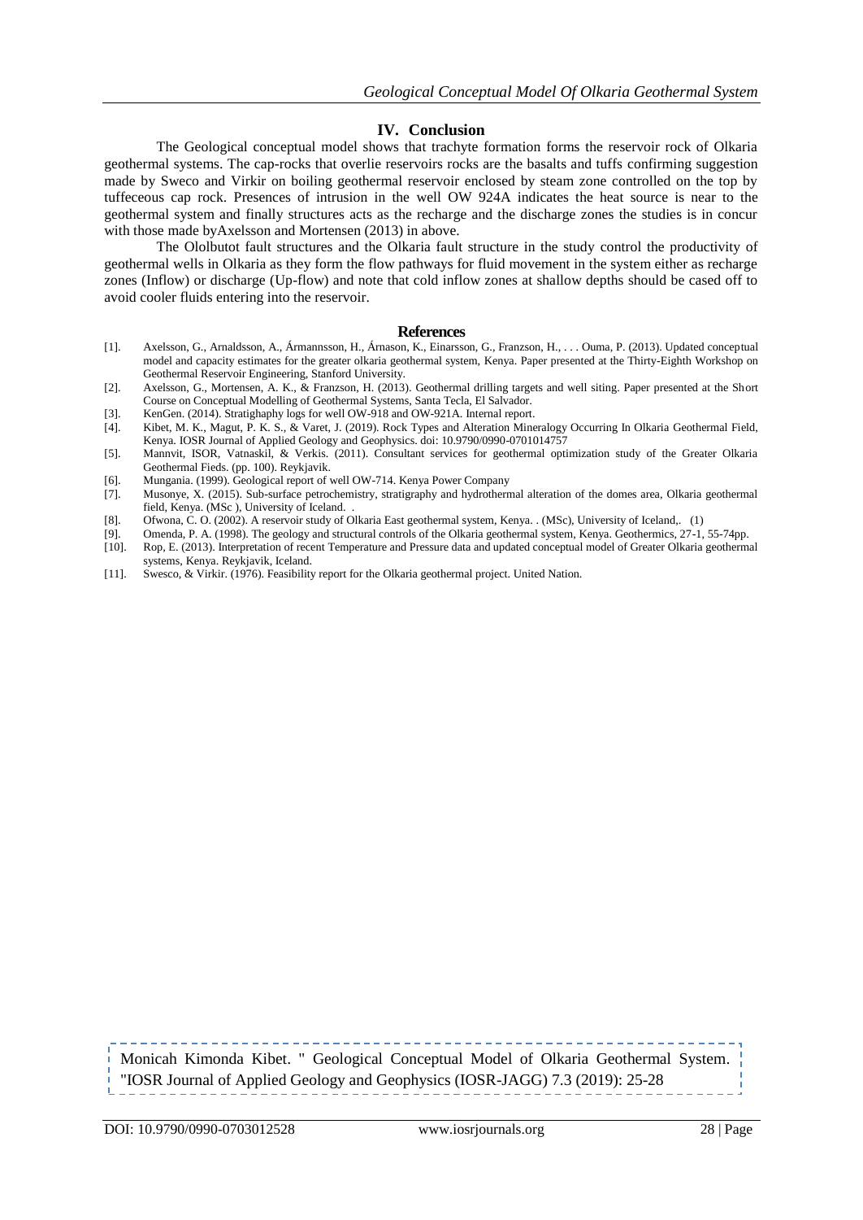## IV. Conclusion

The Geological conceptual model shows that trachyte formation forms the reservoir rock of Olkaria geothermal systems. The cap-rocks that overlie reservoirs rocks are the basalts and tuffs confirming suggestion made by Sweco and Virkir on boiling geothermal reservoir enclosed by steam zone controlled on the top by tuffeceous cap rock. Presences of intrusion in the well OW 924A indicates the heat source is near to the geothermal system and finally structures acts as the recharge and the discharge zones the studies is in concur with those made byAxelsson and Mortensen (2013) in above.

The Ololbutot fault structures and the Olkaria fault structure in the study control the productivity of geothermal wells in Olkaria as they form the flow pathways for fluid movement in the system either as recharge zones (Inflow) or discharge (Up-flow) and note that cold inflow zones at shallow depths should be cased off to avoid cooler fluids entering into the reservoir.

## References

[1]. Axelsson, G., Arnaldsson, A., Ármannsson, H., Árnason, K., Einarsson, G., Franzson, H., . . . Ouma, P. (2013). Updated conceptual model and capacity estimates for the greater olkaria geothermal system, Kenya. Paper presented at the Thirty-Eighth Workshop on Geothermal Reservoir Engineering, Stanford University.

[2]. Axelsson, G., Mortensen, A. K., & Franzson, H. (2013). Geothermal drilling targets and well siting. Paper presented at the Short Course on Conceptual Modelling of Geothermal Systems, Santa Tecla, El Salvador.

[3]. KenGen. (2014). Stratighaphy logs for well OW-918 and OW-921A. Internal report.

[4]. Kibet, M. K., Magut, P. K. S., & Varet, J. (2019). Rock Types and Alteration Mineralogy Occurring In Olkaria Geothermal Field, Kenya. IOSR Journal of Applied Geology and Geophysics. doi: 10.9790/0990-0701014757

[5]. Mannvit, ISOR, Vatnaskil, & Verkis. (2011). Consultant services for geothermal optimization study of the Greater Olkaria Geothermal Fieds. (pp. 100). Reykjavik.

[6]. Mungania. (1999). Geological report of well OW-714. Kenya Power Company

[7]. Musonye, X. (2015). Sub-surface petrochemistry, stratigraphy and hydrothermal alteration of the domes area, Olkaria geothermal field, Kenya. (MSc ), University of Iceland. .

[8]. Ofwona, C. O. (2002). A reservoir study of Olkaria East geothermal system, Kenya. . (MSc), University of Iceland,. (1)

[9]. Omenda, P. A. (1998). The geology and structural controls of the Olkaria geothermal system, Kenya. Geothermics, 27-1, 55-74pp.

[10]. Rop, E. (2013). Interpretation of recent Temperature and Pressure data and updated conceptual model of Greater Olkaria geothermal systems, Kenya. Reykjavik, Iceland.

[11]. Swesco, & Virkir. (1976). Feasibility report for the Olkaria geothermal project. United Nation.

Monicah Kimonda Kibet. " Geological Conceptual Model of Olkaria Geothermal System. "IOSR Journal of Applied Geology and Geophysics (IOSR-JAGG) 7.3 (2019): 25-28